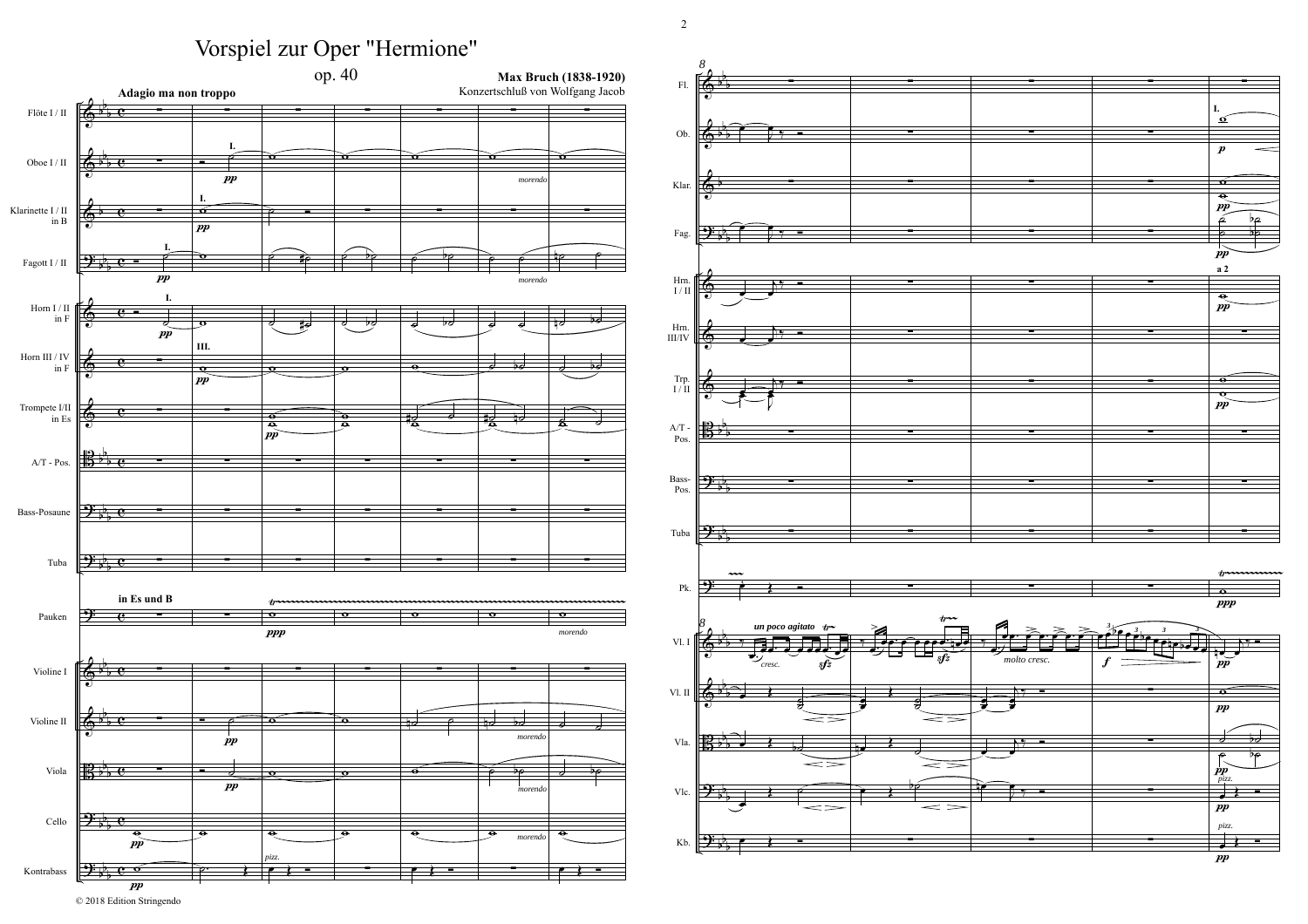# Vorspiel zur Oper "Hermione"

op. 40

**Max Bruch (1838-1920)**

Konzertschluß von Wolfgang Jacob

© 2018 Edition Stringendo